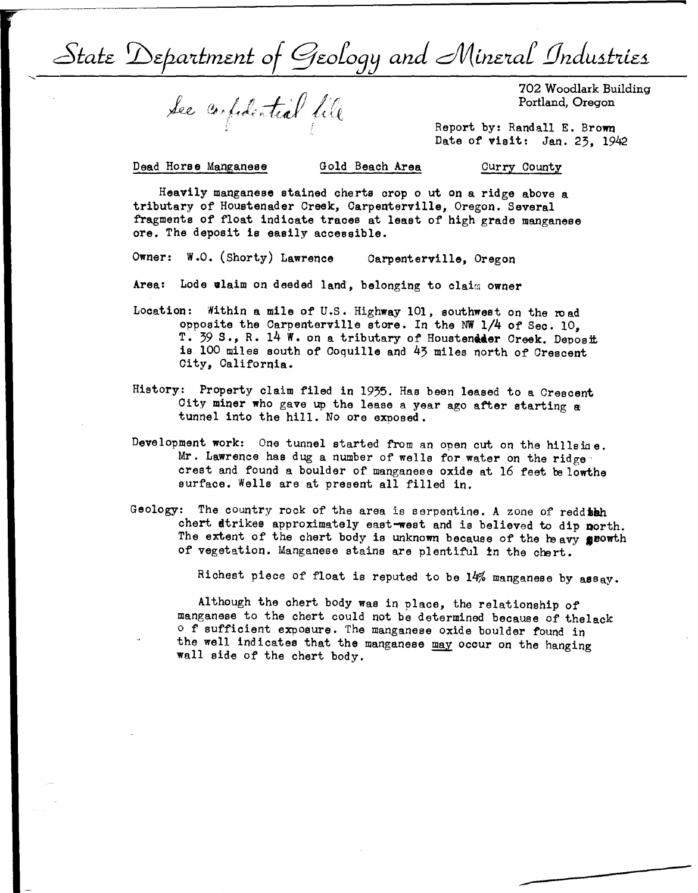# State Department of Geology and Mineral Industries

*See confidential file*

702 Woodlark Building
Portland, Oregon

Report by: Randall E. Brown
Date of visit: Jan. 23, 1942

Dead Horse Manganese    Gold Beach Area    Curry County

Heavily manganese stained cherts crop o ut on a ridge above a tributary of Houstenader Creek, Carpenterville, Oregon. Several fragments of float indicate traces at least of high grade manganese ore. The deposit is easily accessible.

Owner: W.O. (Shorty) Lawrence    Carpenterville, Oregon

Area: Lode claim on deeded land, belonging to claim owner

Location: Within a mile of U.S. Highway 101, southwest on the road opposite the Carpenterville store. In the NW 1/4 of Sec. 10, T. 39 S., R. 14 W. on a tributary of Houstenader Creek. Deposit is 100 miles south of Coquille and 43 miles north of Crescent City, California.

History: Property claim filed in 1935. Has been leased to a Crescent City miner who gave up the lease a year ago after starting a tunnel into the hill. No ore exposed.

Development work: One tunnel started from an open cut on the hillside. Mr. Lawrence has dug a number of wells for water on the ridge crest and found a boulder of manganese oxide at 16 feet belowthe surface. Wells are at present all filled in.

Geology: The country rock of the area is serpentine. A zone of reddish chert strikes approximately east-west and is believed to dip north. The extent of the chert body is unknown because of the heavy growth of vegetation. Manganese stains are plentiful in the chert.

Richest piece of float is reputed to be 14% manganese by assay.

Although the chert body was in place, the relationship of manganese to the chert could not be determined because of thelack o f sufficient exposure. The manganese oxide boulder found in the well indicates that the manganese <u>may</u> occur on the hanging wall side of the chert body.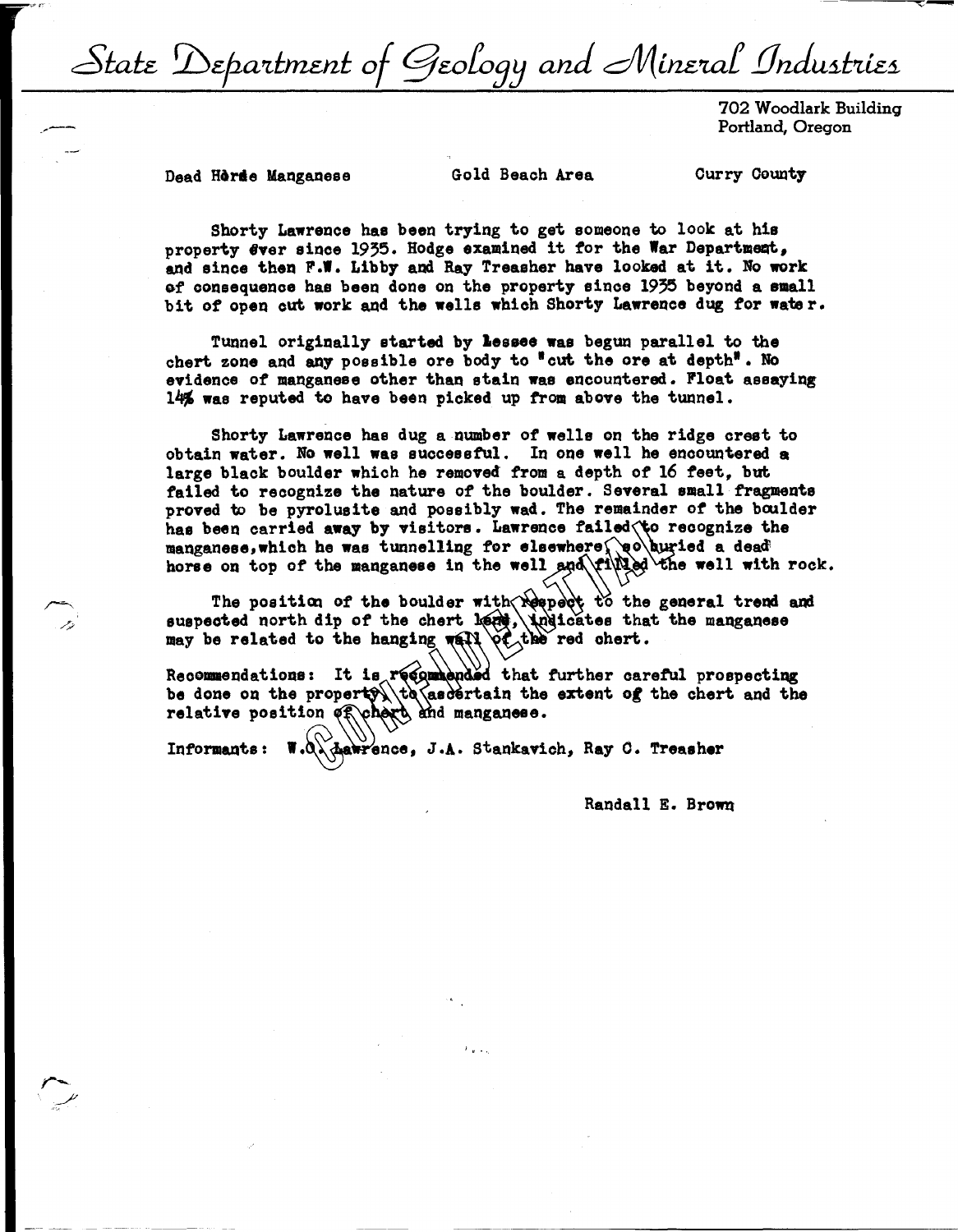# State Department of Geology and Mineral Industries

702 Woodlark Building
Portland, Oregon

Dead Horse Manganese | Gold Beach Area | Curry County

Shorty Lawrence has been trying to get someone to look at his property ever since 1935. Hodge examined it for the War Department, and since then F.W. Libby and Ray Treasher have looked at it. No work of consequence has been done on the property since 1935 beyond a small bit of open cut work and the wells which Shorty Lawrence dug for water.

Tunnel originally started by lessee was begun parallel to the chert zone and any possible ore body to "cut the ore at depth". No evidence of manganese other than stain was encountered. Float assaying 14% was reputed to have been picked up from above the tunnel.

Shorty Lawrence has dug a number of wells on the ridge crest to obtain water. No well was successful. In one well he encountered a large black boulder which he removed from a depth of 16 feet, but failed to recognize the nature of the boulder. Several small fragments proved to be pyrolusite and possibly wad. The remainder of the boulder has been carried away by visitors. Lawrence failed to recognize the manganese, which he was tunnelling for elsewhere, so buried a dead horse on top of the manganese in the well and filled the well with rock.

The position of the boulder with respect to the general trend and suspected north dip of the chert lens, indicates that the manganese may be related to the hanging wall of the red chert.

Recommendations: It is recommended that further careful prospecting be done on the property, to ascertain the extent of the chert and the relative position of chert and manganese.

Informants: W.O. Lawrence, J.A. Stankavich, Ray C. Treasher

Randall E. Brown

CONFIDENTIAL